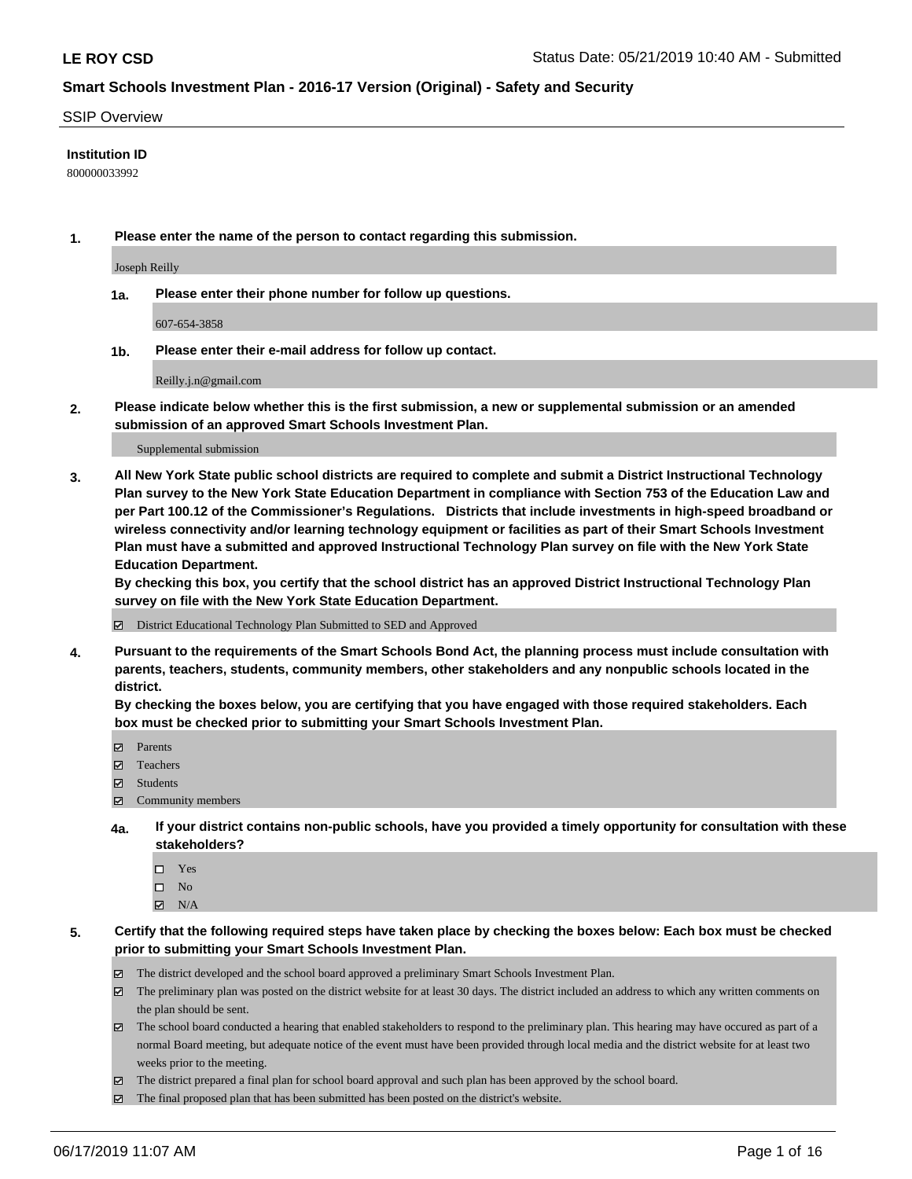# Smart Schools Investment Plan - 2016-17 Version (Original) - Safety and Security

**LE ROY CSD**

Status Date: 05/21/2019 10:40 AM - Submitted

## SSIP Overview

**Institution ID**

800000033992

**1. Please enter the name of the person to contact regarding this submission.**

Joseph Reilly

**1a. Please enter their phone number for follow up questions.**

607-654-3858

**1b. Please enter their e-mail address for follow up contact.**

Reilly.j.n@gmail.com

**2. Please indicate below whether this is the first submission, a new or supplemental submission or an amended submission of an approved Smart Schools Investment Plan.**

Supplemental submission

**3. All New York State public school districts are required to complete and submit a District Instructional Technology Plan survey to the New York State Education Department in compliance with Section 753 of the Education Law and per Part 100.12 of the Commissioner's Regulations. Districts that include investments in high-speed broadband or wireless connectivity and/or learning technology equipment or facilities as part of their Smart Schools Investment Plan must have a submitted and approved Instructional Technology Plan survey on file with the New York State Education Department.**
**By checking this box, you certify that the school district has an approved District Instructional Technology Plan survey on file with the New York State Education Department.**

- [x] District Educational Technology Plan Submitted to SED and Approved

**4. Pursuant to the requirements of the Smart Schools Bond Act, the planning process must include consultation with parents, teachers, students, community members, other stakeholders and any nonpublic schools located in the district.**
**By checking the boxes below, you are certifying that you have engaged with those required stakeholders. Each box must be checked prior to submitting your Smart Schools Investment Plan.**

- [x] Parents
- [x] Teachers
- [x] Students
- [x] Community members

**4a. If your district contains non-public schools, have you provided a timely opportunity for consultation with these stakeholders?**

- [ ] Yes
- [ ] No
- [x] N/A

**5. Certify that the following required steps have taken place by checking the boxes below: Each box must be checked prior to submitting your Smart Schools Investment Plan.**

- [x] The district developed and the school board approved a preliminary Smart Schools Investment Plan.
- [x] The preliminary plan was posted on the district website for at least 30 days. The district included an address to which any written comments on the plan should be sent.
- [x] The school board conducted a hearing that enabled stakeholders to respond to the preliminary plan. This hearing may have occured as part of a normal Board meeting, but adequate notice of the event must have been provided through local media and the district website for at least two weeks prior to the meeting.
- [x] The district prepared a final plan for school board approval and such plan has been approved by the school board.
- [x] The final proposed plan that has been submitted has been posted on the district's website.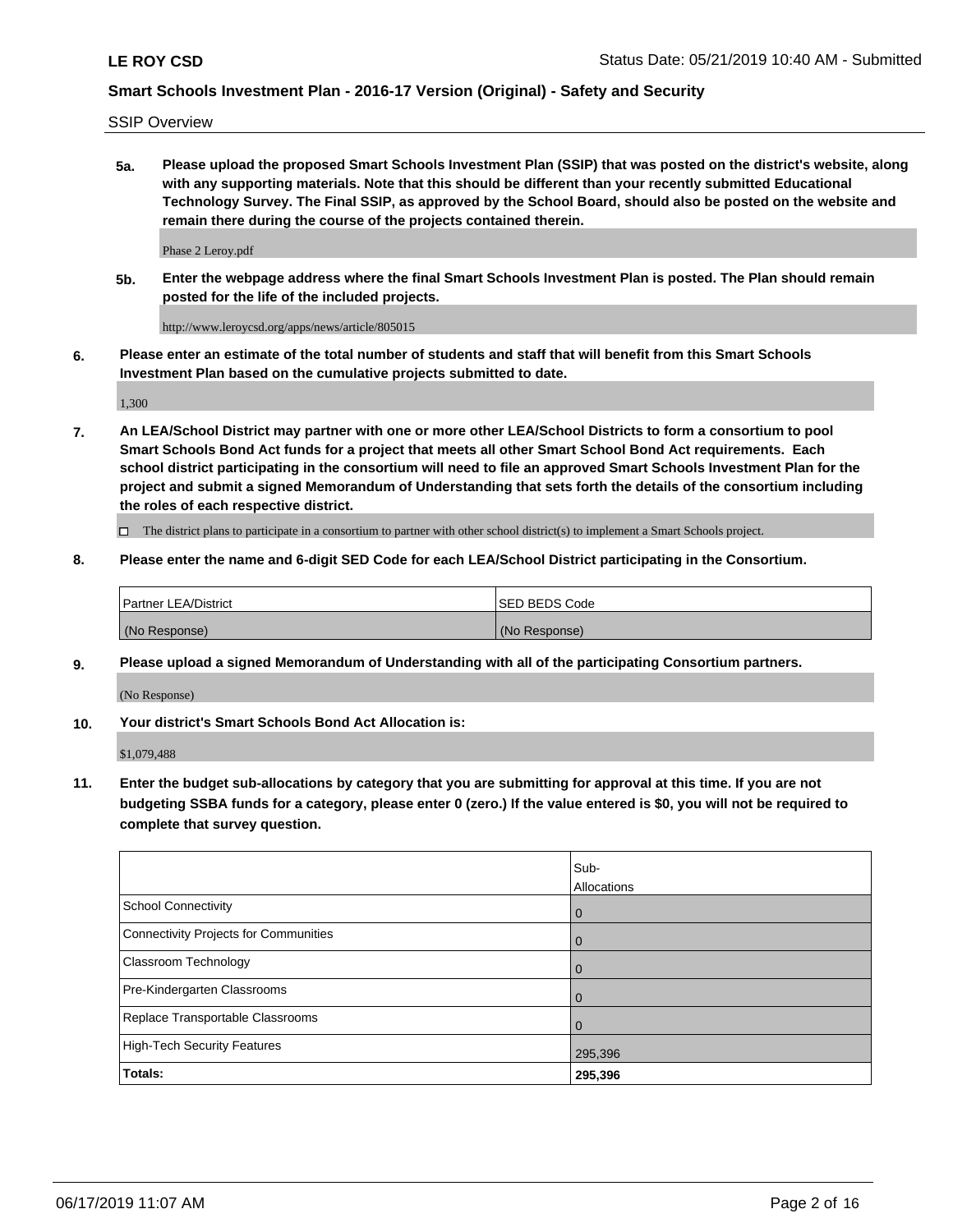SSIP Overview

**5a. Please upload the proposed Smart Schools Investment Plan (SSIP) that was posted on the district's website, along with any supporting materials. Note that this should be different than your recently submitted Educational Technology Survey. The Final SSIP, as approved by the School Board, should also be posted on the website and remain there during the course of the projects contained therein.**

Phase 2 Leroy.pdf

**5b. Enter the webpage address where the final Smart Schools Investment Plan is posted. The Plan should remain posted for the life of the included projects.**

http://www.leroycsd.org/apps/news/article/805015

**6. Please enter an estimate of the total number of students and staff that will benefit from this Smart Schools Investment Plan based on the cumulative projects submitted to date.**

1,300

**7. An LEA/School District may partner with one or more other LEA/School Districts to form a consortium to pool Smart Schools Bond Act funds for a project that meets all other Smart School Bond Act requirements. Each school district participating in the consortium will need to file an approved Smart Schools Investment Plan for the project and submit a signed Memorandum of Understanding that sets forth the details of the consortium including the roles of each respective district.**

☐ The district plans to participate in a consortium to partner with other school district(s) to implement a Smart Schools project.

**8. Please enter the name and 6-digit SED Code for each LEA/School District participating in the Consortium.**

| Partner LEA/District | SED BEDS Code |
|---|---|
| (No Response) | (No Response) |

**9. Please upload a signed Memorandum of Understanding with all of the participating Consortium partners.**

(No Response)

**10. Your district's Smart Schools Bond Act Allocation is:**

$1,079,488

**11. Enter the budget sub-allocations by category that you are submitting for approval at this time. If you are not budgeting SSBA funds for a category, please enter 0 (zero.) If the value entered is $0, you will not be required to complete that survey question.**

| | Sub-Allocations |
|---|---|
| School Connectivity | 0 |
| Connectivity Projects for Communities | 0 |
| Classroom Technology | 0 |
| Pre-Kindergarten Classrooms | 0 |
| Replace Transportable Classrooms | 0 |
| High-Tech Security Features | 295,396 |
| **Totals:** | **295,396** |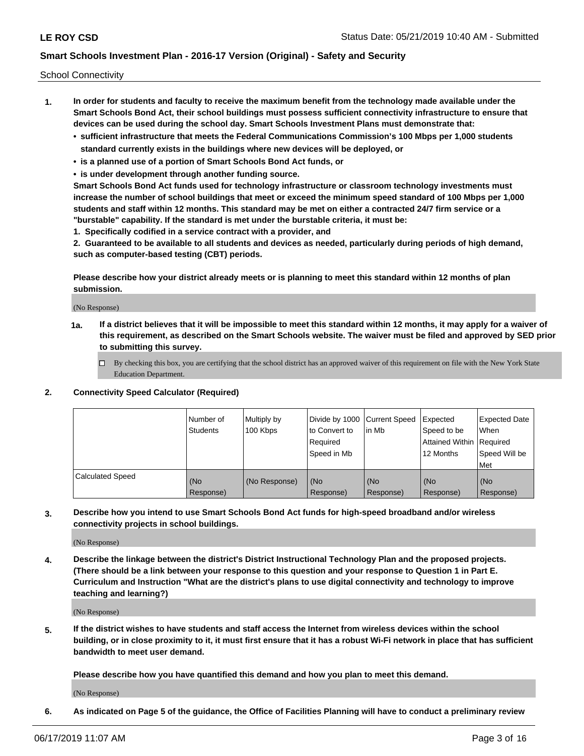School Connectivity

1. **In order for students and faculty to receive the maximum benefit from the technology made available under the Smart Schools Bond Act, their school buildings must possess sufficient connectivity infrastructure to ensure that devices can be used during the school day. Smart Schools Investment Plans must demonstrate that:**
   - **sufficient infrastructure that meets the Federal Communications Commission's 100 Mbps per 1,000 students standard currently exists in the buildings where new devices will be deployed, or**
   - **is a planned use of a portion of Smart Schools Bond Act funds, or**
   - **is under development through another funding source.**

   **Smart Schools Bond Act funds used for technology infrastructure or classroom technology investments must increase the number of school buildings that meet or exceed the minimum speed standard of 100 Mbps per 1,000 students and staff within 12 months. This standard may be met on either a contracted 24/7 firm service or a "burstable" capability. If the standard is met under the burstable criteria, it must be:**

   **1. Specifically codified in a service contract with a provider, and**

   **2. Guaranteed to be available to all students and devices as needed, particularly during periods of high demand, such as computer-based testing (CBT) periods.**

   **Please describe how your district already meets or is planning to meet this standard within 12 months of plan submission.**

   (No Response)

   **1a. If a district believes that it will be impossible to meet this standard within 12 months, it may apply for a waiver of this requirement, as described on the Smart Schools website. The waiver must be filed and approved by SED prior to submitting this survey.**

   ☐ By checking this box, you are certifying that the school district has an approved waiver of this requirement on file with the New York State Education Department.

2. **Connectivity Speed Calculator (Required)**

| | Number of Students | Multiply by 100 Kbps | Divide by 1000 to Convert to Required Speed in Mb | Current Speed in Mb | Expected Speed to be Attained Within 12 Months | Expected Date When Required Speed Will be Met |
|---|---|---|---|---|---|---|
| Calculated Speed | (No Response) | (No Response) | (No Response) | (No Response) | (No Response) | (No Response) |

3. **Describe how you intend to use Smart Schools Bond Act funds for high-speed broadband and/or wireless connectivity projects in school buildings.**

   (No Response)

4. **Describe the linkage between the district's District Instructional Technology Plan and the proposed projects. (There should be a link between your response to this question and your response to Question 1 in Part E. Curriculum and Instruction "What are the district's plans to use digital connectivity and technology to improve teaching and learning?)**

   (No Response)

5. **If the district wishes to have students and staff access the Internet from wireless devices within the school building, or in close proximity to it, it must first ensure that it has a robust Wi-Fi network in place that has sufficient bandwidth to meet user demand.**

   **Please describe how you have quantified this demand and how you plan to meet this demand.**

   (No Response)

6. **As indicated on Page 5 of the guidance, the Office of Facilities Planning will have to conduct a preliminary review**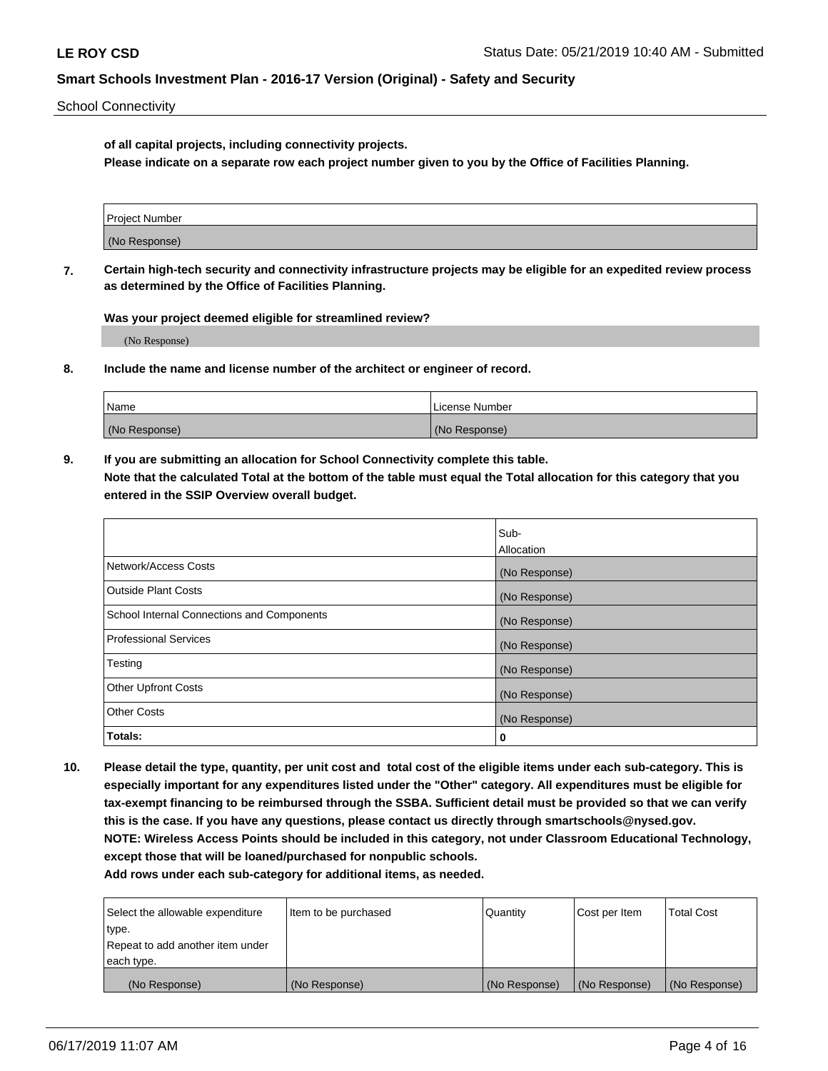**of all capital projects, including connectivity projects.**
**Please indicate on a separate row each project number given to you by the Office of Facilities Planning.**

| Project Number |
| --- |
| (No Response) |

**7. Certain high-tech security and connectivity infrastructure projects may be eligible for an expedited review process as determined by the Office of Facilities Planning.**

**Was your project deemed eligible for streamlined review?**

(No Response)

**8. Include the name and license number of the architect or engineer of record.**

| Name | License Number |
| --- | --- |
| (No Response) | (No Response) |

**9. If you are submitting an allocation for School Connectivity complete this table.**
**Note that the calculated Total at the bottom of the table must equal the Total allocation for this category that you entered in the SSIP Overview overall budget.**

| | Sub-Allocation |
| --- | --- |
| Network/Access Costs | (No Response) |
| Outside Plant Costs | (No Response) |
| School Internal Connections and Components | (No Response) |
| Professional Services | (No Response) |
| Testing | (No Response) |
| Other Upfront Costs | (No Response) |
| Other Costs | (No Response) |
| **Totals:** | **0** |

**10. Please detail the type, quantity, per unit cost and total cost of the eligible items under each sub-category. This is especially important for any expenditures listed under the "Other" category. All expenditures must be eligible for tax-exempt financing to be reimbursed through the SSBA. Sufficient detail must be provided so that we can verify this is the case. If you have any questions, please contact us directly through smartschools@nysed.gov.**
**NOTE: Wireless Access Points should be included in this category, not under Classroom Educational Technology, except those that will be loaned/purchased for nonpublic schools.**
**Add rows under each sub-category for additional items, as needed.**

| Select the allowable expenditure type. Repeat to add another item under each type. | Item to be purchased | Quantity | Cost per Item | Total Cost |
| --- | --- | --- | --- | --- |
| (No Response) | (No Response) | (No Response) | (No Response) | (No Response) |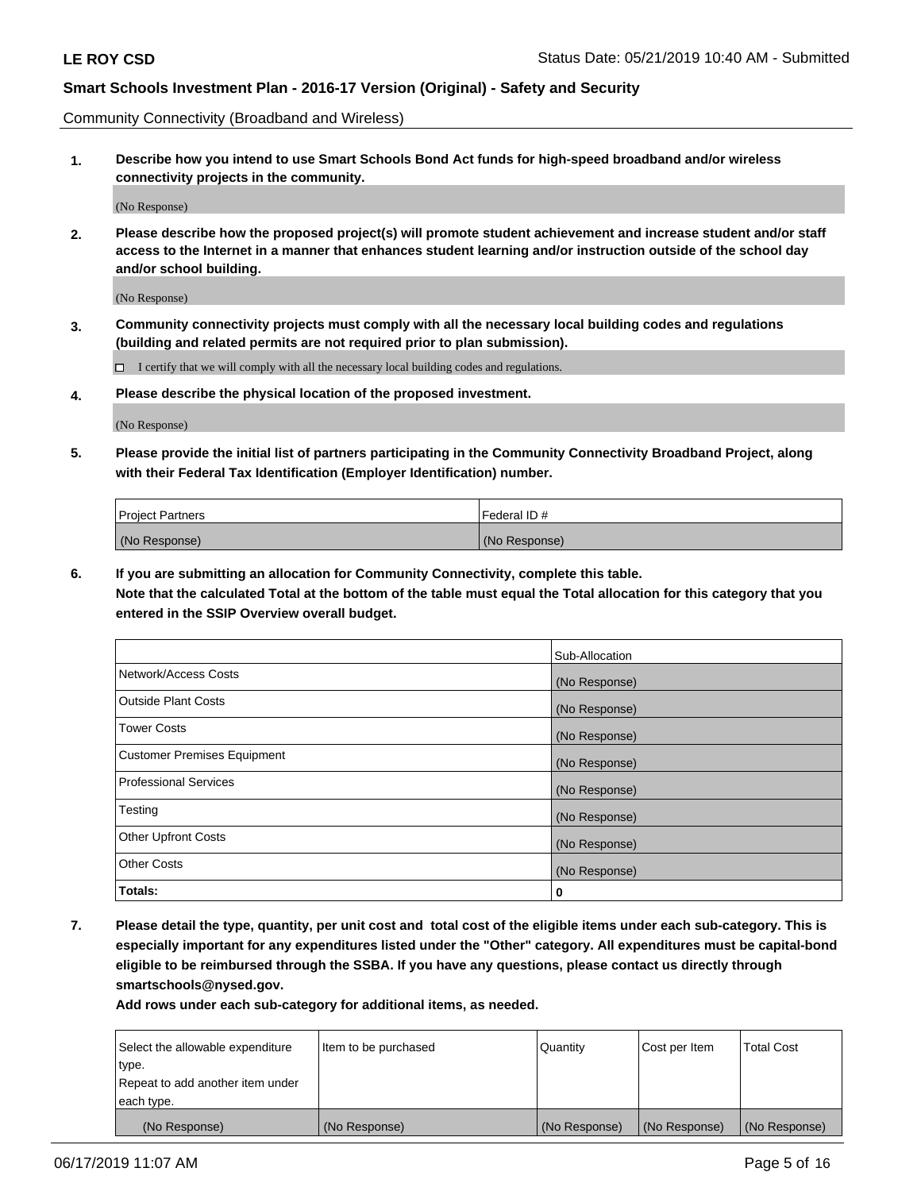Community Connectivity (Broadband and Wireless)

**1. Describe how you intend to use Smart Schools Bond Act funds for high-speed broadband and/or wireless connectivity projects in the community.**

(No Response)

**2. Please describe how the proposed project(s) will promote student achievement and increase student and/or staff access to the Internet in a manner that enhances student learning and/or instruction outside of the school day and/or school building.**

(No Response)

**3. Community connectivity projects must comply with all the necessary local building codes and regulations (building and related permits are not required prior to plan submission).**

☐ I certify that we will comply with all the necessary local building codes and regulations.

**4. Please describe the physical location of the proposed investment.**

(No Response)

**5. Please provide the initial list of partners participating in the Community Connectivity Broadband Project, along with their Federal Tax Identification (Employer Identification) number.**

| Project Partners | Federal ID # |
|---|---|
| (No Response) | (No Response) |

**6. If you are submitting an allocation for Community Connectivity, complete this table.**
**Note that the calculated Total at the bottom of the table must equal the Total allocation for this category that you entered in the SSIP Overview overall budget.**

| | Sub-Allocation |
|---|---|
| Network/Access Costs | (No Response) |
| Outside Plant Costs | (No Response) |
| Tower Costs | (No Response) |
| Customer Premises Equipment | (No Response) |
| Professional Services | (No Response) |
| Testing | (No Response) |
| Other Upfront Costs | (No Response) |
| Other Costs | (No Response) |
| **Totals:** | **0** |

**7. Please detail the type, quantity, per unit cost and total cost of the eligible items under each sub-category. This is especially important for any expenditures listed under the "Other" category. All expenditures must be capital-bond eligible to be reimbursed through the SSBA. If you have any questions, please contact us directly through smartschools@nysed.gov.**

**Add rows under each sub-category for additional items, as needed.**

| Select the allowable expenditure type. Repeat to add another item under each type. | Item to be purchased | Quantity | Cost per Item | Total Cost |
|---|---|---|---|---|
| (No Response) | (No Response) | (No Response) | (No Response) | (No Response) |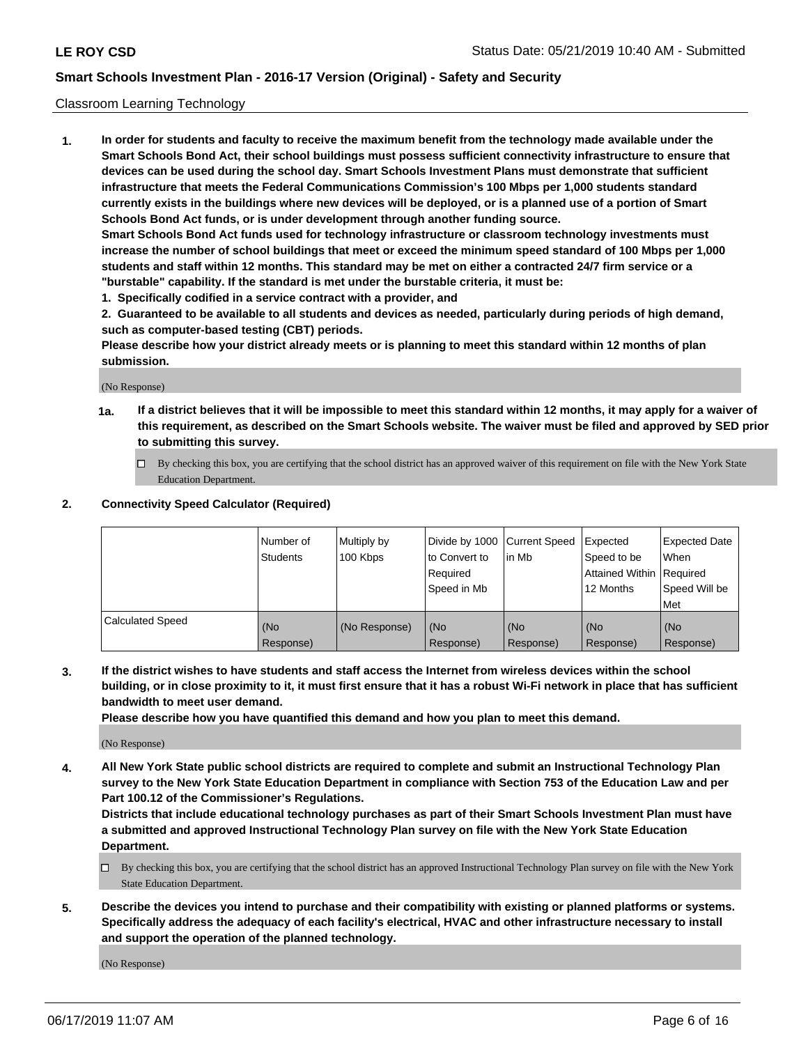Classroom Learning Technology

**1. In order for students and faculty to receive the maximum benefit from the technology made available under the Smart Schools Bond Act, their school buildings must possess sufficient connectivity infrastructure to ensure that devices can be used during the school day. Smart Schools Investment Plans must demonstrate that sufficient infrastructure that meets the Federal Communications Commission's 100 Mbps per 1,000 students standard currently exists in the buildings where new devices will be deployed, or is a planned use of a portion of Smart Schools Bond Act funds, or is under development through another funding source.**

**Smart Schools Bond Act funds used for technology infrastructure or classroom technology investments must increase the number of school buildings that meet or exceed the minimum speed standard of 100 Mbps per 1,000 students and staff within 12 months. This standard may be met on either a contracted 24/7 firm service or a "burstable" capability. If the standard is met under the burstable criteria, it must be:**

**1. Specifically codified in a service contract with a provider, and**

**2. Guaranteed to be available to all students and devices as needed, particularly during periods of high demand, such as computer-based testing (CBT) periods.**

**Please describe how your district already meets or is planning to meet this standard within 12 months of plan submission.**

(No Response)

**1a. If a district believes that it will be impossible to meet this standard within 12 months, it may apply for a waiver of this requirement, as described on the Smart Schools website. The waiver must be filed and approved by SED prior to submitting this survey.**

☐ By checking this box, you are certifying that the school district has an approved waiver of this requirement on file with the New York State Education Department.

**2. Connectivity Speed Calculator (Required)**

| | Number of Students | Multiply by 100 Kbps | Divide by 1000 to Convert to Required Speed in Mb | Current Speed in Mb | Expected Speed to be Attained Within 12 Months | Expected Date When Required Speed Will be Met |
|---|---|---|---|---|---|---|
| Calculated Speed | (No Response) | (No Response) | (No Response) | (No Response) | (No Response) | (No Response) |

**3. If the district wishes to have students and staff access the Internet from wireless devices within the school building, or in close proximity to it, it must first ensure that it has a robust Wi-Fi network in place that has sufficient bandwidth to meet user demand.**

**Please describe how you have quantified this demand and how you plan to meet this demand.**

(No Response)

**4. All New York State public school districts are required to complete and submit an Instructional Technology Plan survey to the New York State Education Department in compliance with Section 753 of the Education Law and per Part 100.12 of the Commissioner's Regulations.**

**Districts that include educational technology purchases as part of their Smart Schools Investment Plan must have a submitted and approved Instructional Technology Plan survey on file with the New York State Education Department.**

☐ By checking this box, you are certifying that the school district has an approved Instructional Technology Plan survey on file with the New York State Education Department.

**5. Describe the devices you intend to purchase and their compatibility with existing or planned platforms or systems. Specifically address the adequacy of each facility's electrical, HVAC and other infrastructure necessary to install and support the operation of the planned technology.**

(No Response)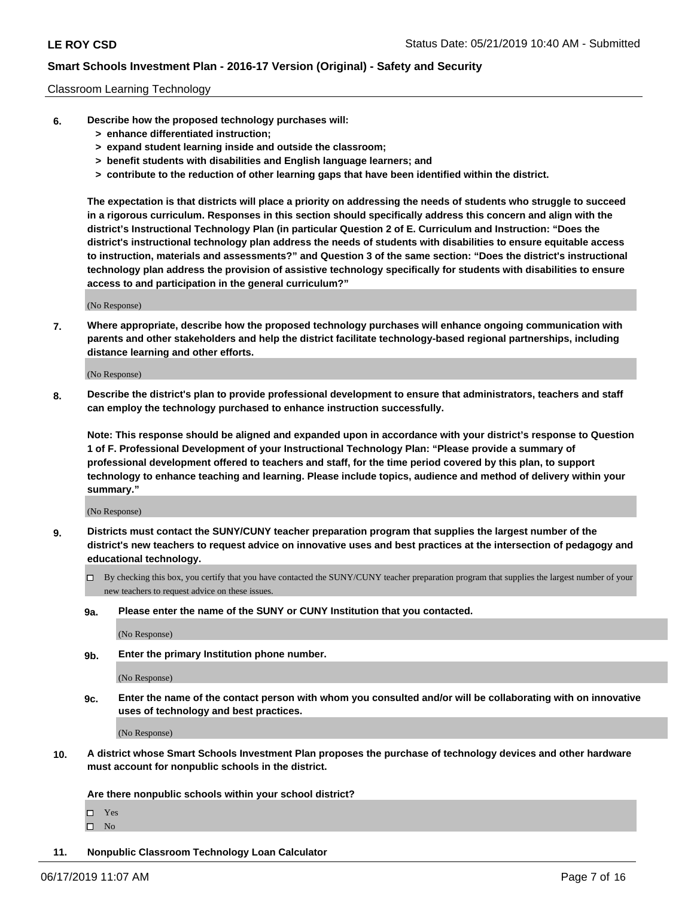Classroom Learning Technology

**6. Describe how the proposed technology purchases will:**
   - **> enhance differentiated instruction;**
   - **> expand student learning inside and outside the classroom;**
   - **> benefit students with disabilities and English language learners; and**
   - **> contribute to the reduction of other learning gaps that have been identified within the district.**

**The expectation is that districts will place a priority on addressing the needs of students who struggle to succeed in a rigorous curriculum. Responses in this section should specifically address this concern and align with the district's Instructional Technology Plan (in particular Question 2 of E. Curriculum and Instruction: "Does the district's instructional technology plan address the needs of students with disabilities to ensure equitable access to instruction, materials and assessments?" and Question 3 of the same section: "Does the district's instructional technology plan address the provision of assistive technology specifically for students with disabilities to ensure access to and participation in the general curriculum?"**

(No Response)

**7. Where appropriate, describe how the proposed technology purchases will enhance ongoing communication with parents and other stakeholders and help the district facilitate technology-based regional partnerships, including distance learning and other efforts.**

(No Response)

**8. Describe the district's plan to provide professional development to ensure that administrators, teachers and staff can employ the technology purchased to enhance instruction successfully.**

**Note: This response should be aligned and expanded upon in accordance with your district's response to Question 1 of F. Professional Development of your Instructional Technology Plan: "Please provide a summary of professional development offered to teachers and staff, for the time period covered by this plan, to support technology to enhance teaching and learning. Please include topics, audience and method of delivery within your summary."**

(No Response)

**9. Districts must contact the SUNY/CUNY teacher preparation program that supplies the largest number of the district's new teachers to request advice on innovative uses and best practices at the intersection of pedagogy and educational technology.**

☐ By checking this box, you certify that you have contacted the SUNY/CUNY teacher preparation program that supplies the largest number of your new teachers to request advice on these issues.

**9a. Please enter the name of the SUNY or CUNY Institution that you contacted.**

(No Response)

**9b. Enter the primary Institution phone number.**

(No Response)

**9c. Enter the name of the contact person with whom you consulted and/or will be collaborating with on innovative uses of technology and best practices.**

(No Response)

**10. A district whose Smart Schools Investment Plan proposes the purchase of technology devices and other hardware must account for nonpublic schools in the district.**

**Are there nonpublic schools within your school district?**

☐ Yes
☐ No

**11. Nonpublic Classroom Technology Loan Calculator**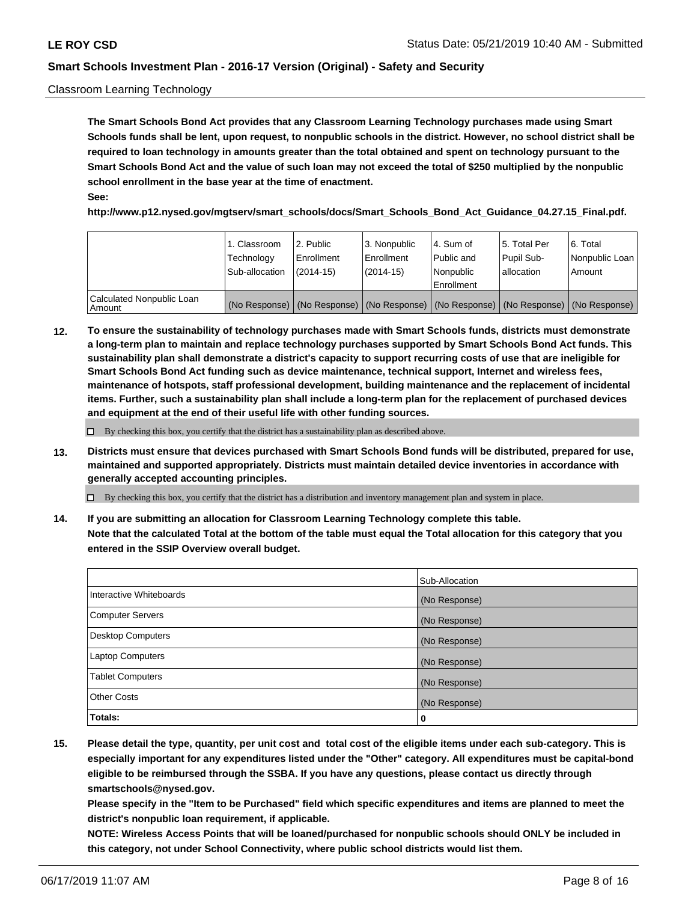Classroom Learning Technology

**The Smart Schools Bond Act provides that any Classroom Learning Technology purchases made using Smart Schools funds shall be lent, upon request, to nonpublic schools in the district. However, no school district shall be required to loan technology in amounts greater than the total obtained and spent on technology pursuant to the Smart Schools Bond Act and the value of such loan may not exceed the total of $250 multiplied by the nonpublic school enrollment in the base year at the time of enactment.**

**See:**

**http://www.p12.nysed.gov/mgtserv/smart_schools/docs/Smart_Schools_Bond_Act_Guidance_04.27.15_Final.pdf.**

| | 1. Classroom Technology Sub-allocation | 2. Public Enrollment (2014-15) | 3. Nonpublic Enrollment (2014-15) | 4. Sum of Public and Nonpublic Enrollment | 5. Total Per Pupil Sub-allocation | 6. Total Nonpublic Loan Amount |
|---|---|---|---|---|---|---|
| Calculated Nonpublic Loan Amount | (No Response) | (No Response) | (No Response) | (No Response) | (No Response) | (No Response) |

**12. To ensure the sustainability of technology purchases made with Smart Schools funds, districts must demonstrate a long-term plan to maintain and replace technology purchases supported by Smart Schools Bond Act funds. This sustainability plan shall demonstrate a district's capacity to support recurring costs of use that are ineligible for Smart Schools Bond Act funding such as device maintenance, technical support, Internet and wireless fees, maintenance of hotspots, staff professional development, building maintenance and the replacement of incidental items. Further, such a sustainability plan shall include a long-term plan for the replacement of purchased devices and equipment at the end of their useful life with other funding sources.**

☐ By checking this box, you certify that the district has a sustainability plan as described above.

**13. Districts must ensure that devices purchased with Smart Schools Bond funds will be distributed, prepared for use, maintained and supported appropriately. Districts must maintain detailed device inventories in accordance with generally accepted accounting principles.**

☐ By checking this box, you certify that the district has a distribution and inventory management plan and system in place.

**14. If you are submitting an allocation for Classroom Learning Technology complete this table.**
**Note that the calculated Total at the bottom of the table must equal the Total allocation for this category that you entered in the SSIP Overview overall budget.**

| | Sub-Allocation |
|---|---|
| Interactive Whiteboards | (No Response) |
| Computer Servers | (No Response) |
| Desktop Computers | (No Response) |
| Laptop Computers | (No Response) |
| Tablet Computers | (No Response) |
| Other Costs | (No Response) |
| **Totals:** | **0** |

**15. Please detail the type, quantity, per unit cost and total cost of the eligible items under each sub-category. This is especially important for any expenditures listed under the "Other" category. All expenditures must be capital-bond eligible to be reimbursed through the SSBA. If you have any questions, please contact us directly through smartschools@nysed.gov.**
**Please specify in the "Item to be Purchased" field which specific expenditures and items are planned to meet the district's nonpublic loan requirement, if applicable.**
**NOTE: Wireless Access Points that will be loaned/purchased for nonpublic schools should ONLY be included in this category, not under School Connectivity, where public school districts would list them.**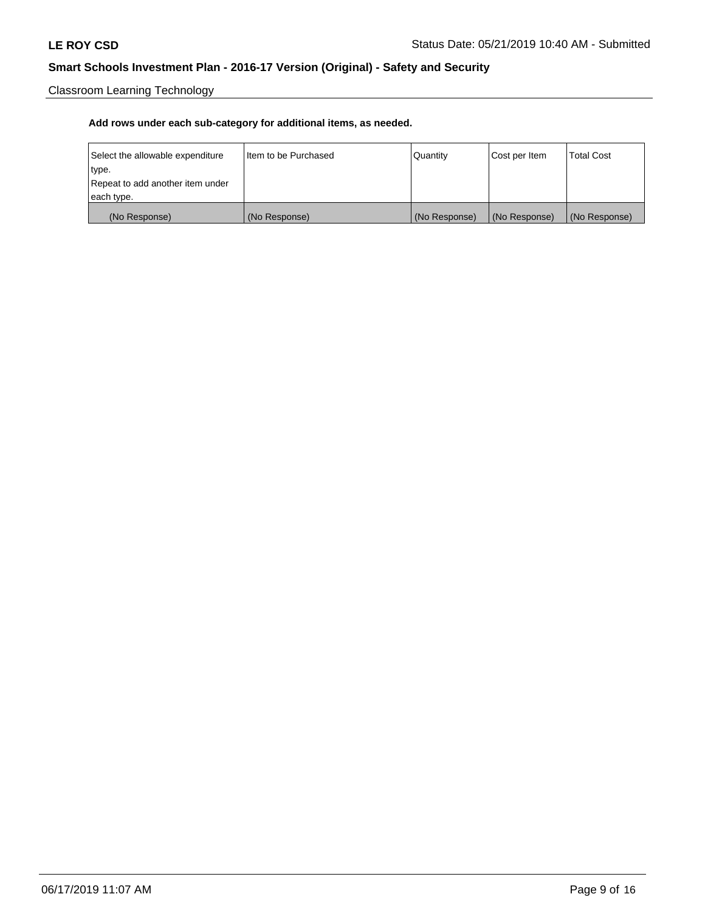Classroom Learning Technology

**Add rows under each sub-category for additional items, as needed.**

| Select the allowable expenditure type. Repeat to add another item under each type. | Item to be Purchased | Quantity | Cost per Item | Total Cost |
| --- | --- | --- | --- | --- |
| (No Response) | (No Response) | (No Response) | (No Response) | (No Response) |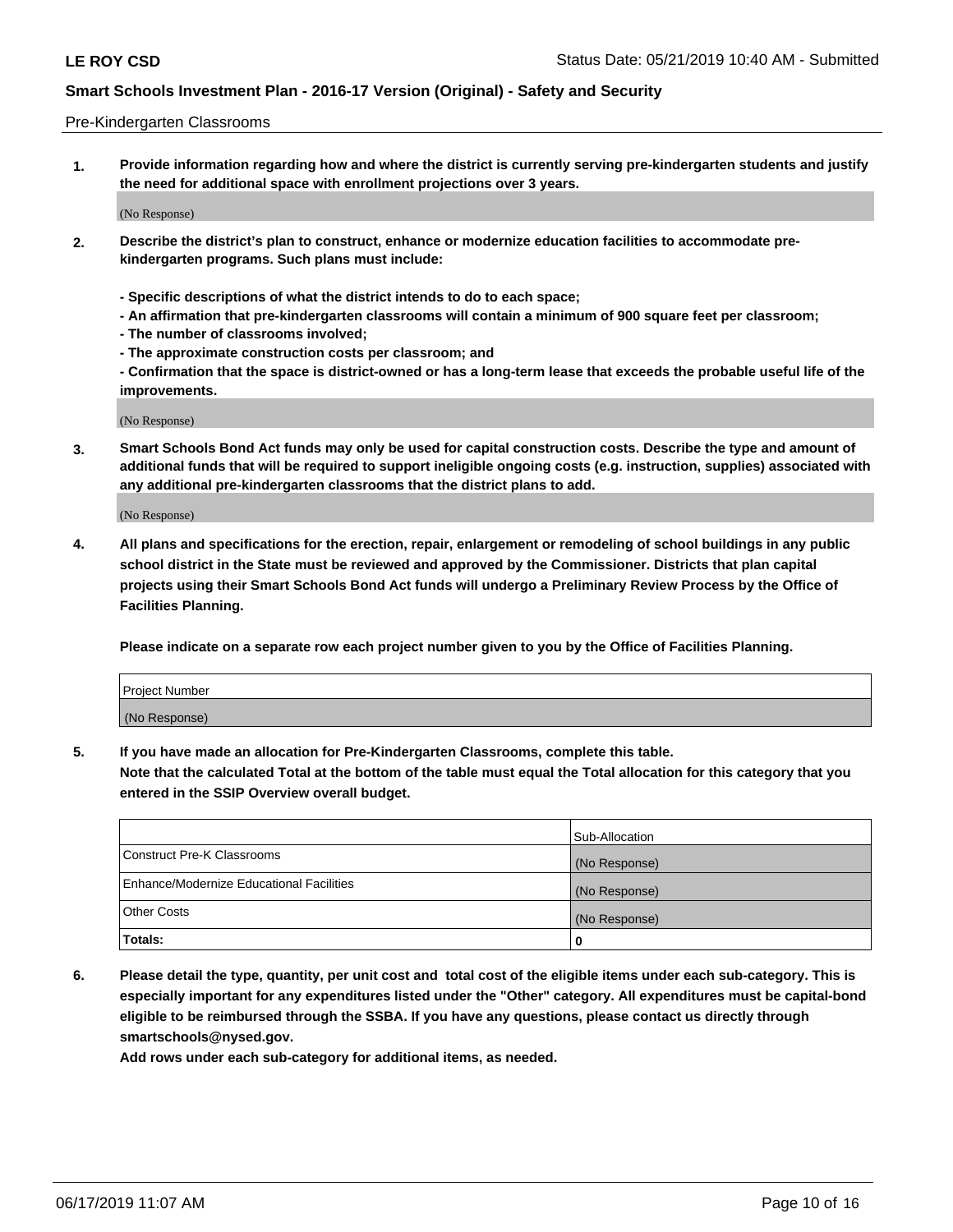Pre-Kindergarten Classrooms

**1. Provide information regarding how and where the district is currently serving pre-kindergarten students and justify the need for additional space with enrollment projections over 3 years.**

(No Response)

**2. Describe the district's plan to construct, enhance or modernize education facilities to accommodate pre-kindergarten programs. Such plans must include:**

**- Specific descriptions of what the district intends to do to each space;**
**- An affirmation that pre-kindergarten classrooms will contain a minimum of 900 square feet per classroom;**
**- The number of classrooms involved;**
**- The approximate construction costs per classroom; and**
**- Confirmation that the space is district-owned or has a long-term lease that exceeds the probable useful life of the improvements.**

(No Response)

**3. Smart Schools Bond Act funds may only be used for capital construction costs. Describe the type and amount of additional funds that will be required to support ineligible ongoing costs (e.g. instruction, supplies) associated with any additional pre-kindergarten classrooms that the district plans to add.**

(No Response)

**4. All plans and specifications for the erection, repair, enlargement or remodeling of school buildings in any public school district in the State must be reviewed and approved by the Commissioner. Districts that plan capital projects using their Smart Schools Bond Act funds will undergo a Preliminary Review Process by the Office of Facilities Planning.**

**Please indicate on a separate row each project number given to you by the Office of Facilities Planning.**

| Project Number |
|---|
| (No Response) |

**5. If you have made an allocation for Pre-Kindergarten Classrooms, complete this table.**
**Note that the calculated Total at the bottom of the table must equal the Total allocation for this category that you entered in the SSIP Overview overall budget.**

| | Sub-Allocation |
|---|---|
| Construct Pre-K Classrooms | (No Response) |
| Enhance/Modernize Educational Facilities | (No Response) |
| Other Costs | (No Response) |
| **Totals:** | **0** |

**6. Please detail the type, quantity, per unit cost and total cost of the eligible items under each sub-category. This is especially important for any expenditures listed under the "Other" category. All expenditures must be capital-bond eligible to be reimbursed through the SSBA. If you have any questions, please contact us directly through smartschools@nysed.gov.**
**Add rows under each sub-category for additional items, as needed.**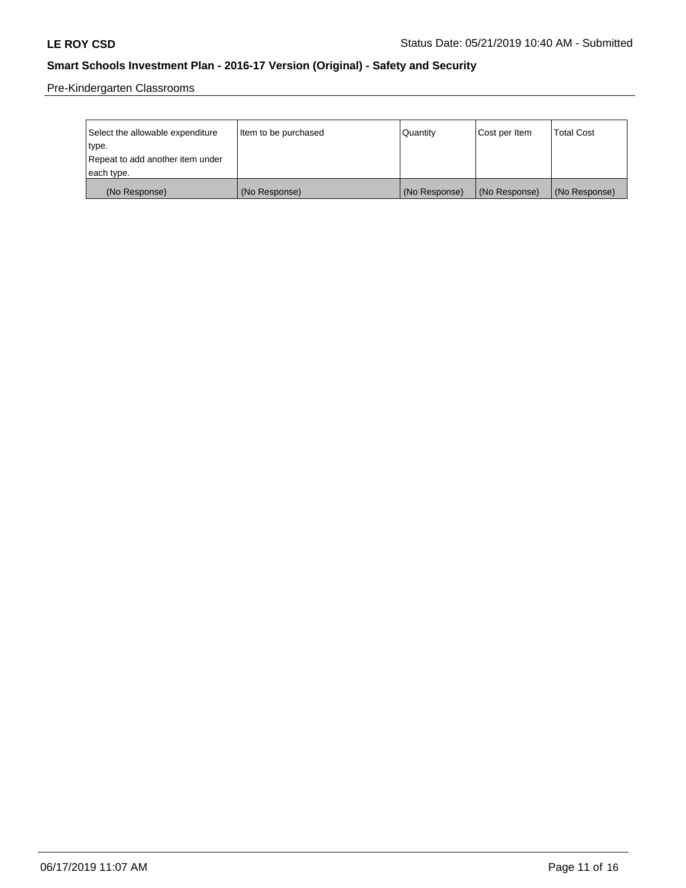Pre-Kindergarten Classrooms

| Select the allowable expenditure type.<br>Repeat to add another item under each type. | Item to be purchased | Quantity | Cost per Item | Total Cost |
|---|---|---|---|---|
| (No Response) | (No Response) | (No Response) | (No Response) | (No Response) |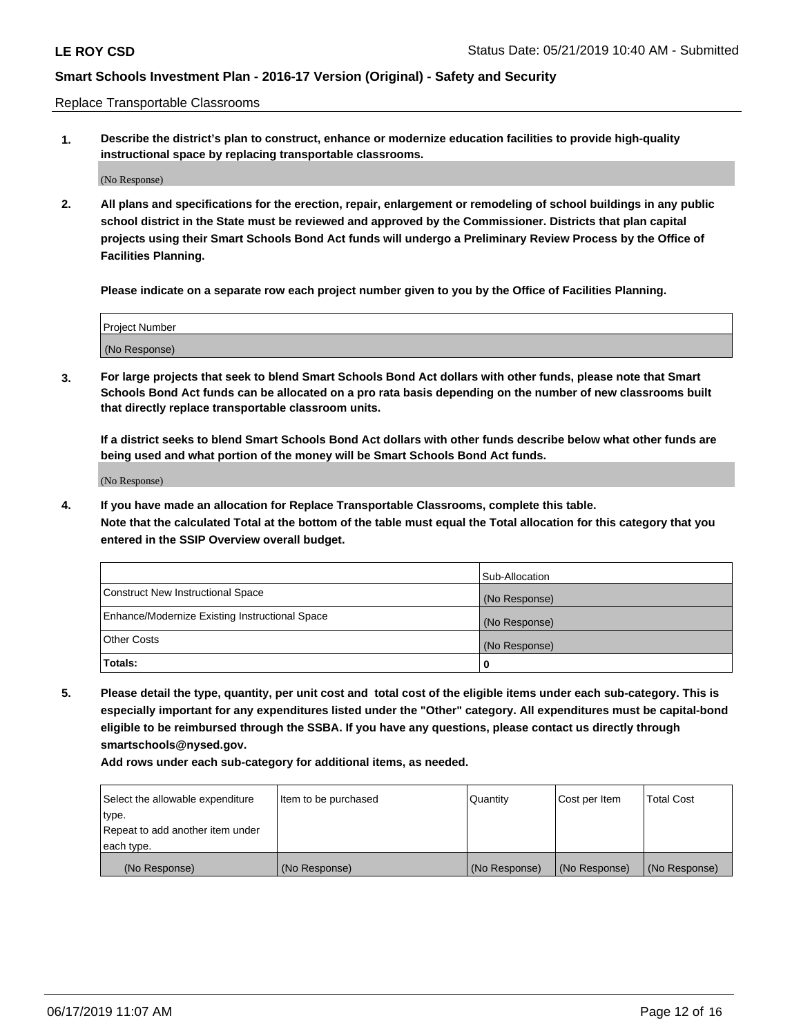Replace Transportable Classrooms

1. **Describe the district's plan to construct, enhance or modernize education facilities to provide high-quality instructional space by replacing transportable classrooms.**

(No Response)

2. **All plans and specifications for the erection, repair, enlargement or remodeling of school buildings in any public school district in the State must be reviewed and approved by the Commissioner. Districts that plan capital projects using their Smart Schools Bond Act funds will undergo a Preliminary Review Process by the Office of Facilities Planning.**

**Please indicate on a separate row each project number given to you by the Office of Facilities Planning.**

| Project Number |
|---|
| (No Response) |

3. **For large projects that seek to blend Smart Schools Bond Act dollars with other funds, please note that Smart Schools Bond Act funds can be allocated on a pro rata basis depending on the number of new classrooms built that directly replace transportable classroom units.**

**If a district seeks to blend Smart Schools Bond Act dollars with other funds describe below what other funds are being used and what portion of the money will be Smart Schools Bond Act funds.**

(No Response)

4. **If you have made an allocation for Replace Transportable Classrooms, complete this table. Note that the calculated Total at the bottom of the table must equal the Total allocation for this category that you entered in the SSIP Overview overall budget.**

| | Sub-Allocation |
|---|---|
| Construct New Instructional Space | (No Response) |
| Enhance/Modernize Existing Instructional Space | (No Response) |
| Other Costs | (No Response) |
| **Totals:** | 0 |

5. **Please detail the type, quantity, per unit cost and total cost of the eligible items under each sub-category. This is especially important for any expenditures listed under the "Other" category. All expenditures must be capital-bond eligible to be reimbursed through the SSBA. If you have any questions, please contact us directly through smartschools@nysed.gov.**

**Add rows under each sub-category for additional items, as needed.**

| Select the allowable expenditure type. Repeat to add another item under each type. | Item to be purchased | Quantity | Cost per Item | Total Cost |
|---|---|---|---|---|
| (No Response) | (No Response) | (No Response) | (No Response) | (No Response) |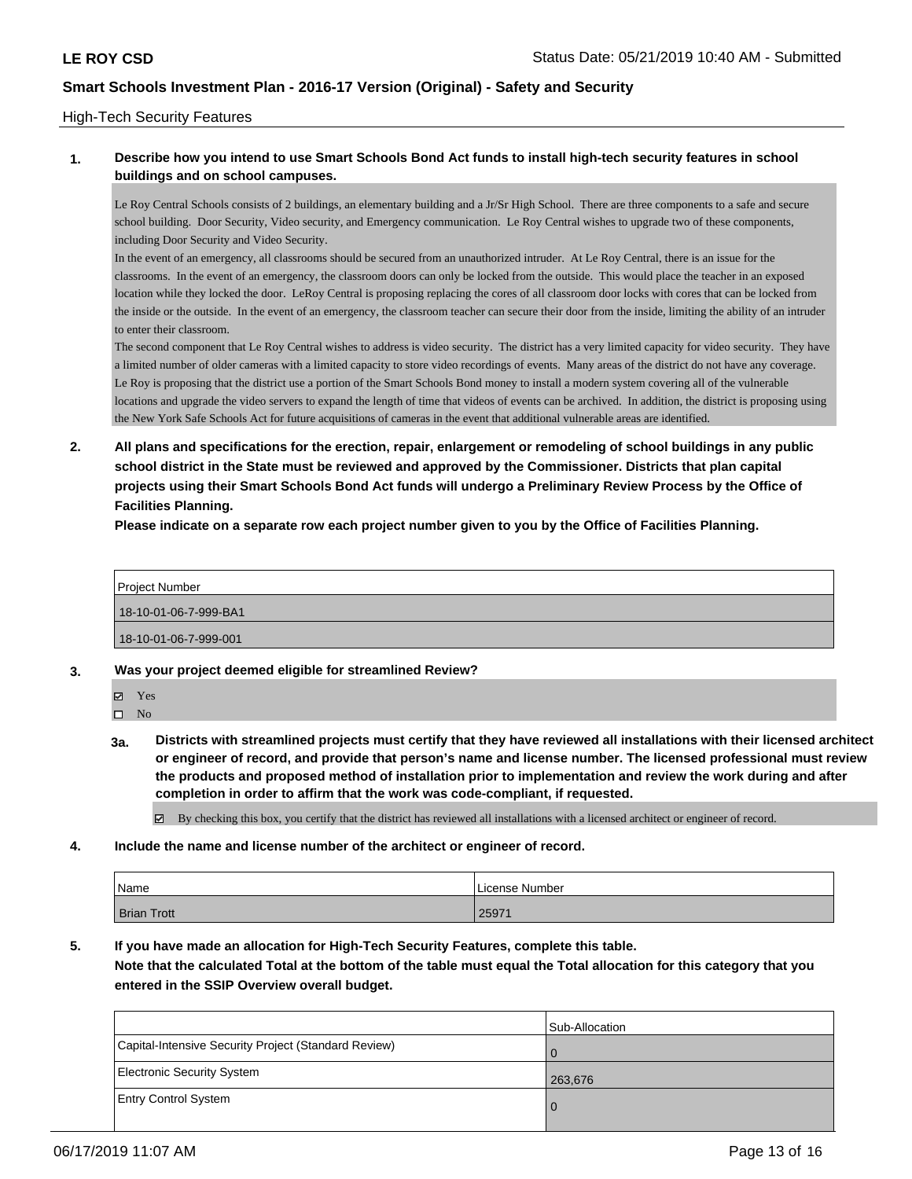High-Tech Security Features

**1. Describe how you intend to use Smart Schools Bond Act funds to install high-tech security features in school buildings and on school campuses.**

Le Roy Central Schools consists of 2 buildings, an elementary building and a Jr/Sr High School. There are three components to a safe and secure school building. Door Security, Video security, and Emergency communication. Le Roy Central wishes to upgrade two of these components, including Door Security and Video Security.
In the event of an emergency, all classrooms should be secured from an unauthorized intruder. At Le Roy Central, there is an issue for the classrooms. In the event of an emergency, the classroom doors can only be locked from the outside. This would place the teacher in an exposed location while they locked the door. LeRoy Central is proposing replacing the cores of all classroom door locks with cores that can be locked from the inside or the outside. In the event of an emergency, the classroom teacher can secure their door from the inside, limiting the ability of an intruder to enter their classroom.
The second component that Le Roy Central wishes to address is video security. The district has a very limited capacity for video security. They have a limited number of older cameras with a limited capacity to store video recordings of events. Many areas of the district do not have any coverage. Le Roy is proposing that the district use a portion of the Smart Schools Bond money to install a modern system covering all of the vulnerable locations and upgrade the video servers to expand the length of time that videos of events can be archived. In addition, the district is proposing using the New York Safe Schools Act for future acquisitions of cameras in the event that additional vulnerable areas are identified.

**2. All plans and specifications for the erection, repair, enlargement or remodeling of school buildings in any public school district in the State must be reviewed and approved by the Commissioner. Districts that plan capital projects using their Smart Schools Bond Act funds will undergo a Preliminary Review Process by the Office of Facilities Planning.**
**Please indicate on a separate row each project number given to you by the Office of Facilities Planning.**

| Project Number |
| --- |
| 18-10-01-06-7-999-BA1 |
| 18-10-01-06-7-999-001 |

**3. Was your project deemed eligible for streamlined Review?**

- ☑ Yes
- ☐ No

**3a. Districts with streamlined projects must certify that they have reviewed all installations with their licensed architect or engineer of record, and provide that person's name and license number. The licensed professional must review the products and proposed method of installation prior to implementation and review the work during and after completion in order to affirm that the work was code-compliant, if requested.**

☑ By checking this box, you certify that the district has reviewed all installations with a licensed architect or engineer of record.

**4. Include the name and license number of the architect or engineer of record.**

| Name | License Number |
| --- | --- |
| Brian Trott | 25971 |

**5. If you have made an allocation for High-Tech Security Features, complete this table.**
**Note that the calculated Total at the bottom of the table must equal the Total allocation for this category that you entered in the SSIP Overview overall budget.**

| | Sub-Allocation |
| --- | --- |
| Capital-Intensive Security Project (Standard Review) | 0 |
| Electronic Security System | 263,676 |
| Entry Control System | 0 |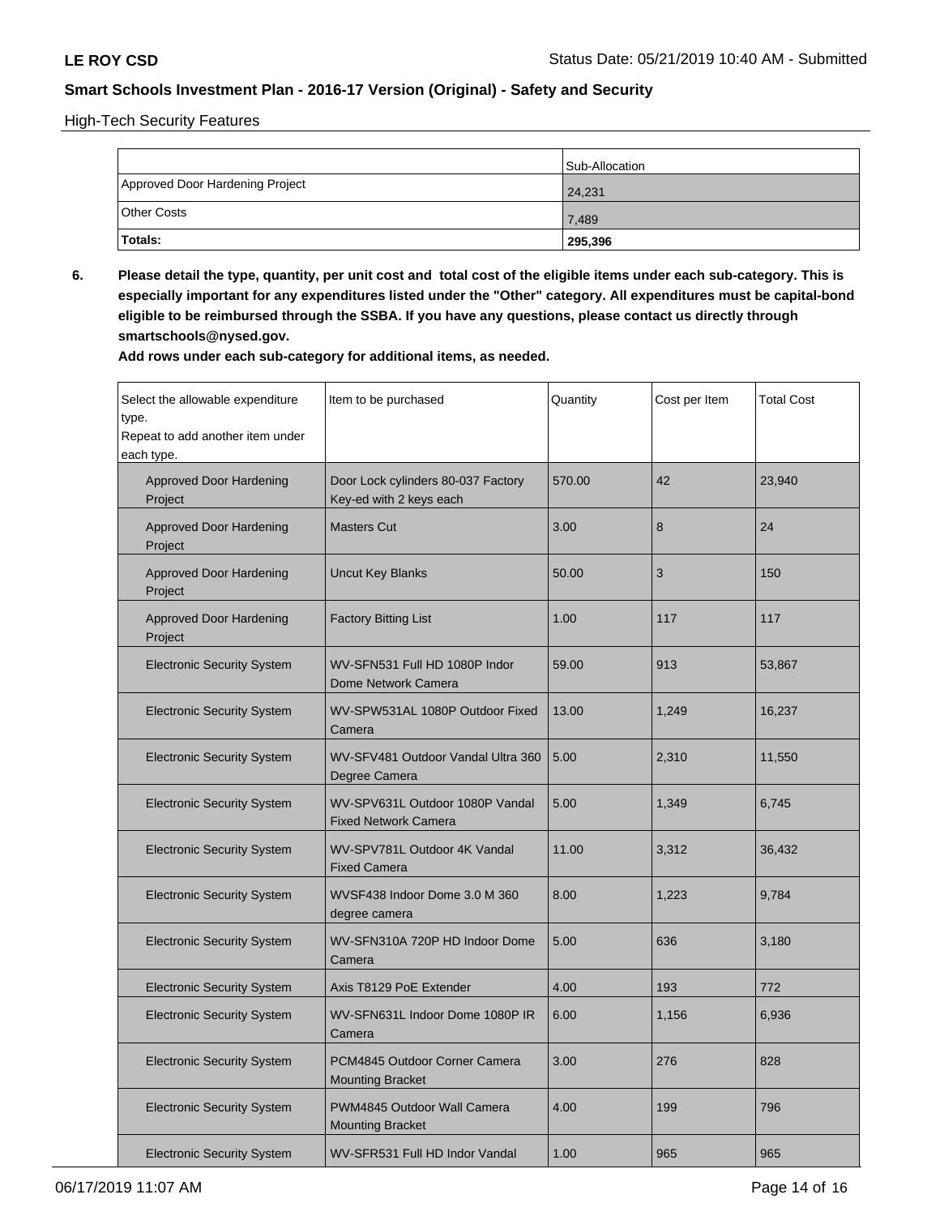High-Tech Security Features

| | Sub-Allocation |
|---|---|
| Approved Door Hardening Project | 24,231 |
| Other Costs | 7,489 |
| **Totals:** | **295,396** |

**6. Please detail the type, quantity, per unit cost and total cost of the eligible items under each sub-category. This is especially important for any expenditures listed under the "Other" category. All expenditures must be capital-bond eligible to be reimbursed through the SSBA. If you have any questions, please contact us directly through smartschools@nysed.gov.**

**Add rows under each sub-category for additional items, as needed.**

| Select the allowable expenditure type. Repeat to add another item under each type. | Item to be purchased | Quantity | Cost per Item | Total Cost |
|---|---|---|---|---|
| Approved Door Hardening Project | Door Lock cylinders 80-037 Factory Key-ed with 2 keys each | 570.00 | 42 | 23,940 |
| Approved Door Hardening Project | Masters Cut | 3.00 | 8 | 24 |
| Approved Door Hardening Project | Uncut Key Blanks | 50.00 | 3 | 150 |
| Approved Door Hardening Project | Factory Bitting List | 1.00 | 117 | 117 |
| Electronic Security System | WV-SFN531 Full HD 1080P Indor Dome Network Camera | 59.00 | 913 | 53,867 |
| Electronic Security System | WV-SPW531AL 1080P Outdoor Fixed Camera | 13.00 | 1,249 | 16,237 |
| Electronic Security System | WV-SFV481 Outdoor Vandal Ultra 360 Degree Camera | 5.00 | 2,310 | 11,550 |
| Electronic Security System | WV-SPV631L Outdoor 1080P Vandal Fixed Network Camera | 5.00 | 1,349 | 6,745 |
| Electronic Security System | WV-SPV781L Outdoor 4K Vandal Fixed Camera | 11.00 | 3,312 | 36,432 |
| Electronic Security System | WVSF438 Indoor Dome 3.0 M 360 degree camera | 8.00 | 1,223 | 9,784 |
| Electronic Security System | WV-SFN310A 720P HD Indoor Dome Camera | 5.00 | 636 | 3,180 |
| Electronic Security System | Axis T8129 PoE Extender | 4.00 | 193 | 772 |
| Electronic Security System | WV-SFN631L Indoor Dome 1080P IR Camera | 6.00 | 1,156 | 6,936 |
| Electronic Security System | PCM4845 Outdoor Corner Camera Mounting Bracket | 3.00 | 276 | 828 |
| Electronic Security System | PWM4845 Outdoor Wall Camera Mounting Bracket | 4.00 | 199 | 796 |
| Electronic Security System | WV-SFR531 Full HD Indor Vandal | 1.00 | 965 | 965 |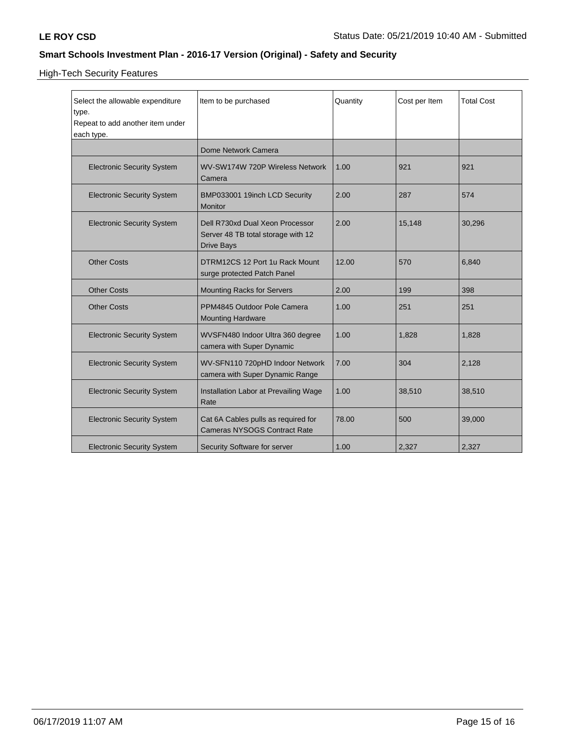LE ROY CSD

Status Date: 05/21/2019 10:40 AM - Submitted

## Smart Schools Investment Plan - 2016-17 Version (Original) - Safety and Security

High-Tech Security Features

| Select the allowable expenditure type. Repeat to add another item under each type. | Item to be purchased | Quantity | Cost per Item | Total Cost |
|---|---|---|---|---|
| | Dome Network Camera | | | |
| Electronic Security System | WV-SW174W 720P Wireless Network Camera | 1.00 | 921 | 921 |
| Electronic Security System | BMP033001 19inch LCD Security Monitor | 2.00 | 287 | 574 |
| Electronic Security System | Dell R730xd Dual Xeon Processor Server 48 TB total storage with 12 Drive Bays | 2.00 | 15,148 | 30,296 |
| Other Costs | DTRM12CS 12 Port 1u Rack Mount surge protected Patch Panel | 12.00 | 570 | 6,840 |
| Other Costs | Mounting Racks for Servers | 2.00 | 199 | 398 |
| Other Costs | PPM4845 Outdoor Pole Camera Mounting Hardware | 1.00 | 251 | 251 |
| Electronic Security System | WVSFN480 Indoor Ultra 360 degree camera with Super Dynamic | 1.00 | 1,828 | 1,828 |
| Electronic Security System | WV-SFN110 720pHD Indoor Network camera with Super Dynamic Range | 7.00 | 304 | 2,128 |
| Electronic Security System | Installation Labor at Prevailing Wage Rate | 1.00 | 38,510 | 38,510 |
| Electronic Security System | Cat 6A Cables pulls as required for Cameras NYSOGS Contract Rate | 78.00 | 500 | 39,000 |
| Electronic Security System | Security Software for server | 1.00 | 2,327 | 2,327 |